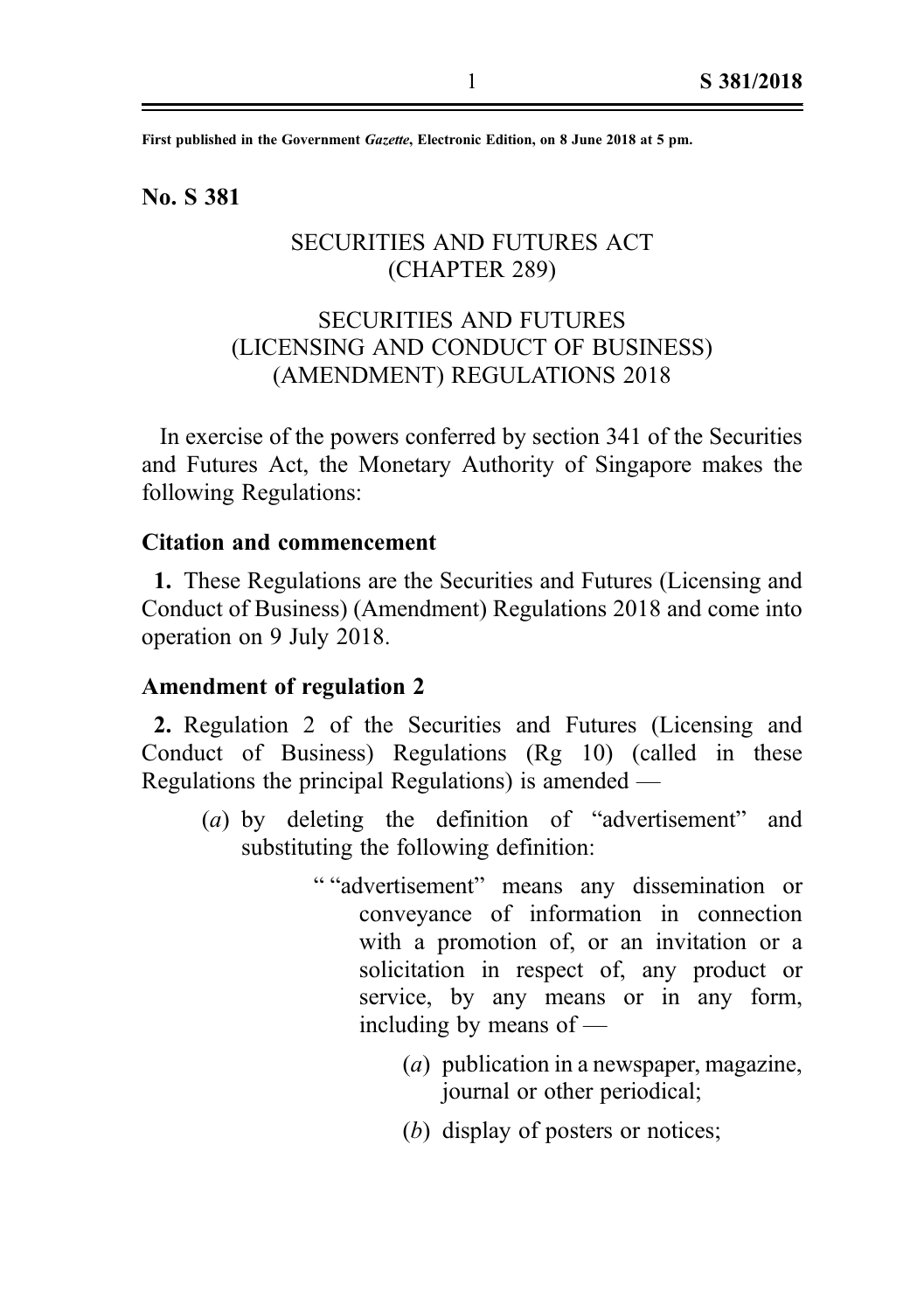First published in the Government *Gazette*, Electronic Edition, on 8 June 2018 at 5 pm.

**No. S 381**

SECURITIES AND FUTURES ACT
(CHAPTER 289)

SECURITIES AND FUTURES
(LICENSING AND CONDUCT OF BUSINESS)
(AMENDMENT) REGULATIONS 2018

In exercise of the powers conferred by section 341 of the Securities and Futures Act, the Monetary Authority of Singapore makes the following Regulations:

**Citation and commencement**

**1.** These Regulations are the Securities and Futures (Licensing and Conduct of Business) (Amendment) Regulations 2018 and come into operation on 9 July 2018.

**Amendment of regulation 2**

**2.** Regulation 2 of the Securities and Futures (Licensing and Conduct of Business) Regulations (Rg 10) (called in these Regulations the principal Regulations) is amended —

(*a*) by deleting the definition of "advertisement" and substituting the following definition:

" "advertisement" means any dissemination or conveyance of information in connection with a promotion of, or an invitation or a solicitation in respect of, any product or service, by any means or in any form, including by means of —

(*a*) publication in a newspaper, magazine, journal or other periodical;

(*b*) display of posters or notices;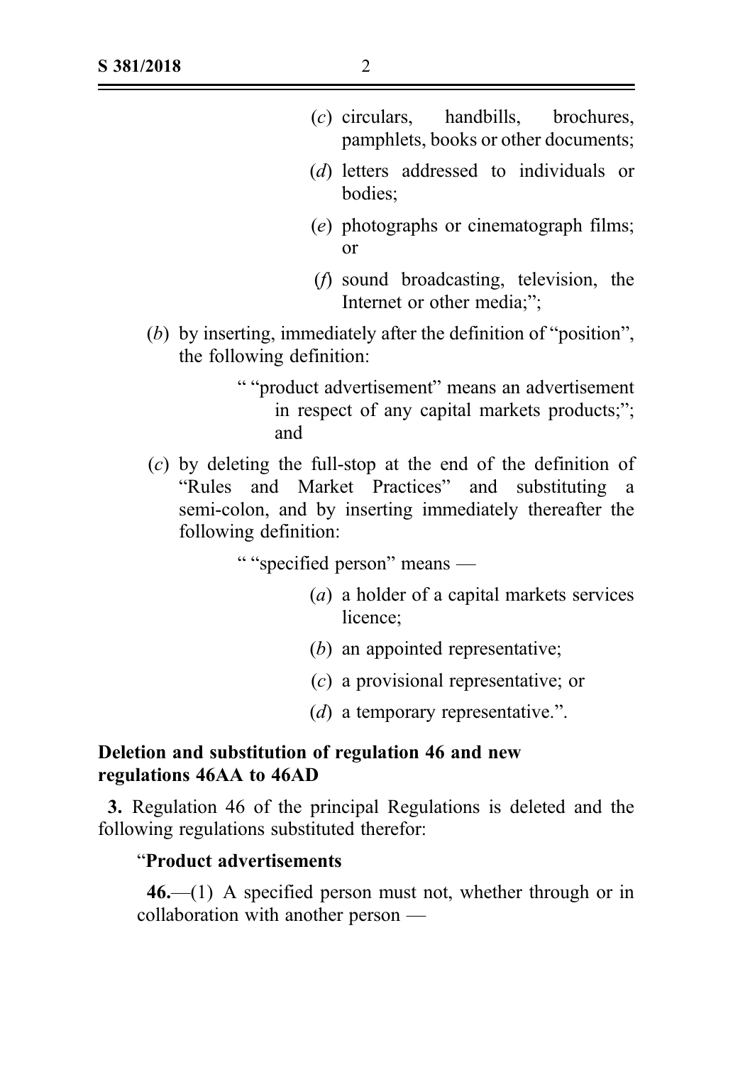(c) circulars, handbills, brochures, pamphlets, books or other documents;

(d) letters addressed to individuals or bodies;

(e) photographs or cinematograph films; or

(f) sound broadcasting, television, the Internet or other media;";

(b) by inserting, immediately after the definition of "position", the following definition:

" "product advertisement" means an advertisement in respect of any capital markets products;"; and

(c) by deleting the full-stop at the end of the definition of "Rules and Market Practices" and substituting a semi-colon, and by inserting immediately thereafter the following definition:

" "specified person" means —

(a) a holder of a capital markets services licence;

(b) an appointed representative;

(c) a provisional representative; or

(d) a temporary representative.".

**Deletion and substitution of regulation 46 and new regulations 46AA to 46AD**

**3.** Regulation 46 of the principal Regulations is deleted and the following regulations substituted therefor:

"**Product advertisements**

**46.**—(1) A specified person must not, whether through or in collaboration with another person —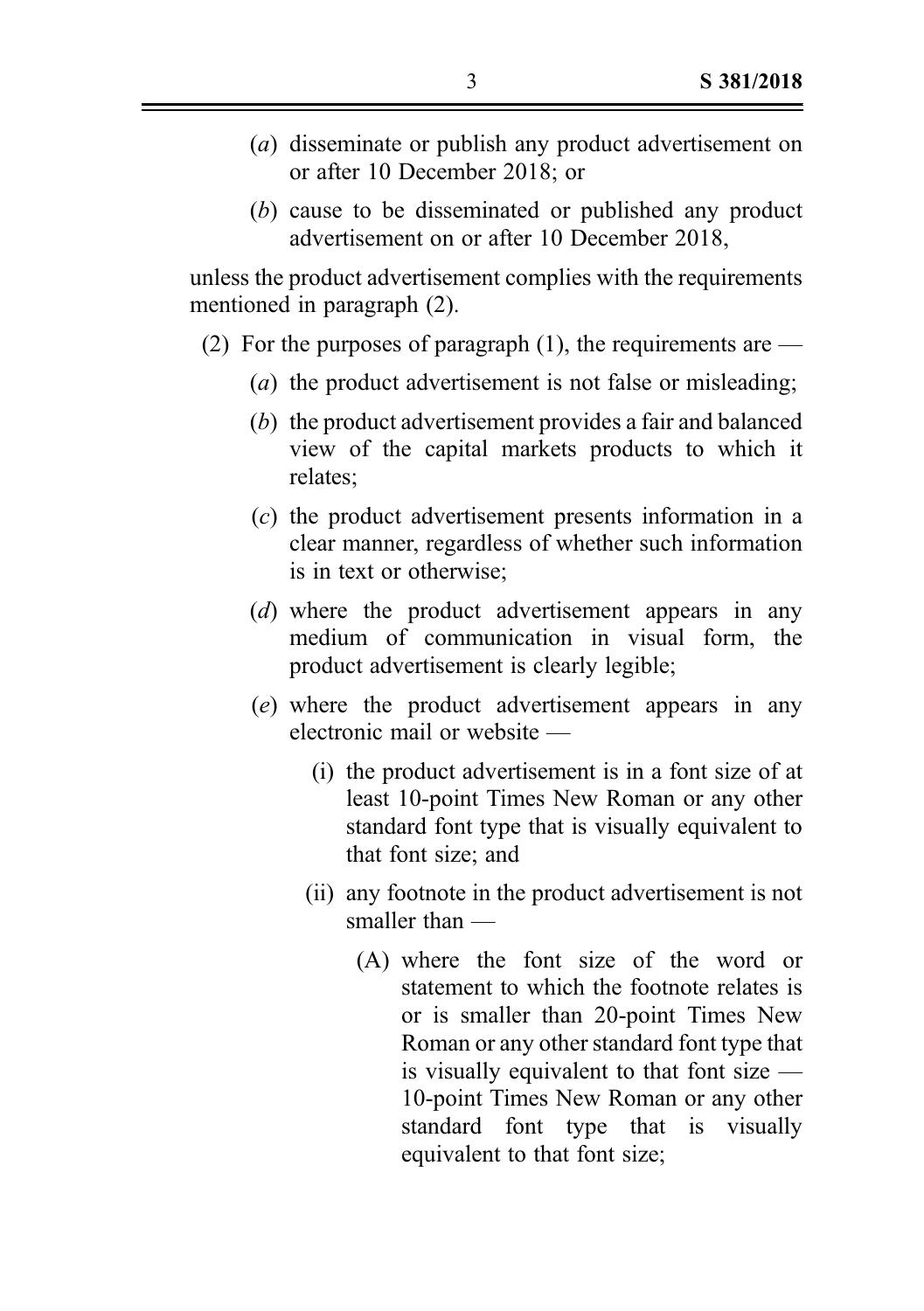(*a*) disseminate or publish any product advertisement on or after 10 December 2018; or

(*b*) cause to be disseminated or published any product advertisement on or after 10 December 2018,

unless the product advertisement complies with the requirements mentioned in paragraph (2).

(2) For the purposes of paragraph (1), the requirements are —

(*a*) the product advertisement is not false or misleading;

(*b*) the product advertisement provides a fair and balanced view of the capital markets products to which it relates;

(*c*) the product advertisement presents information in a clear manner, regardless of whether such information is in text or otherwise;

(*d*) where the product advertisement appears in any medium of communication in visual form, the product advertisement is clearly legible;

(*e*) where the product advertisement appears in any electronic mail or website —

(i) the product advertisement is in a font size of at least 10-point Times New Roman or any other standard font type that is visually equivalent to that font size; and

(ii) any footnote in the product advertisement is not smaller than —

(A) where the font size of the word or statement to which the footnote relates is or is smaller than 20-point Times New Roman or any other standard font type that is visually equivalent to that font size — 10-point Times New Roman or any other standard font type that is visually equivalent to that font size;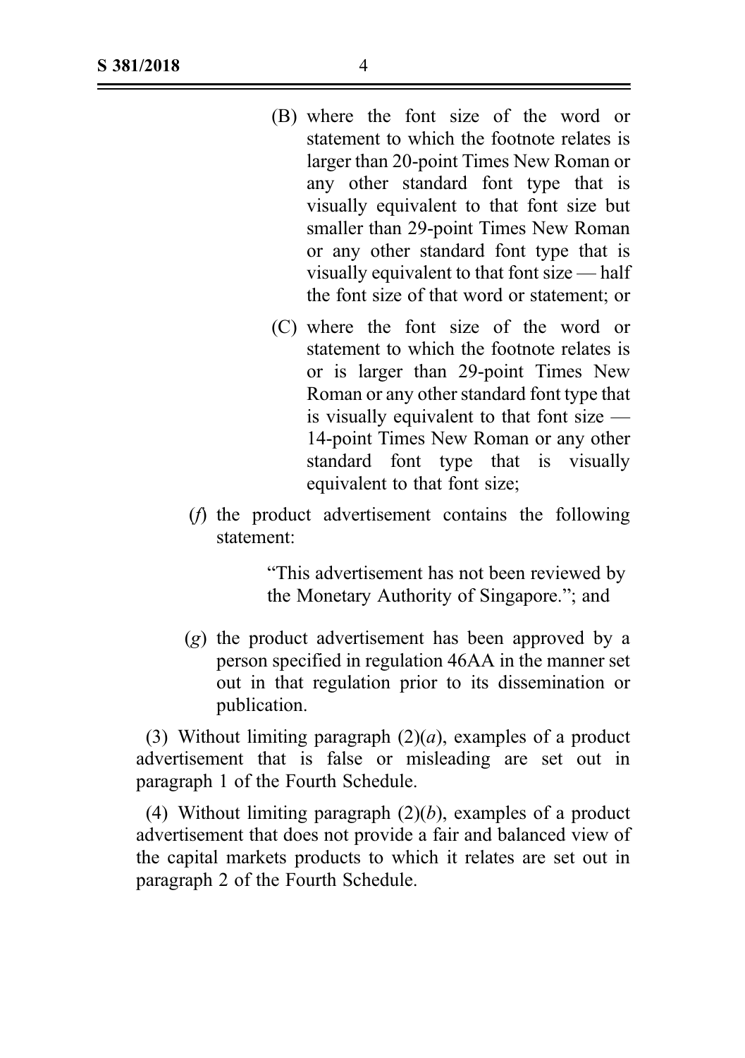(B) where the font size of the word or statement to which the footnote relates is larger than 20-point Times New Roman or any other standard font type that is visually equivalent to that font size but smaller than 29-point Times New Roman or any other standard font type that is visually equivalent to that font size — half the font size of that word or statement; or

(C) where the font size of the word or statement to which the footnote relates is or is larger than 29-point Times New Roman or any other standard font type that is visually equivalent to that font size — 14-point Times New Roman or any other standard font type that is visually equivalent to that font size;

(*f*) the product advertisement contains the following statement:

> "This advertisement has not been reviewed by the Monetary Authority of Singapore."; and

(*g*) the product advertisement has been approved by a person specified in regulation 46AA in the manner set out in that regulation prior to its dissemination or publication.

(3) Without limiting paragraph (2)(*a*), examples of a product advertisement that is false or misleading are set out in paragraph 1 of the Fourth Schedule.

(4) Without limiting paragraph (2)(*b*), examples of a product advertisement that does not provide a fair and balanced view of the capital markets products to which it relates are set out in paragraph 2 of the Fourth Schedule.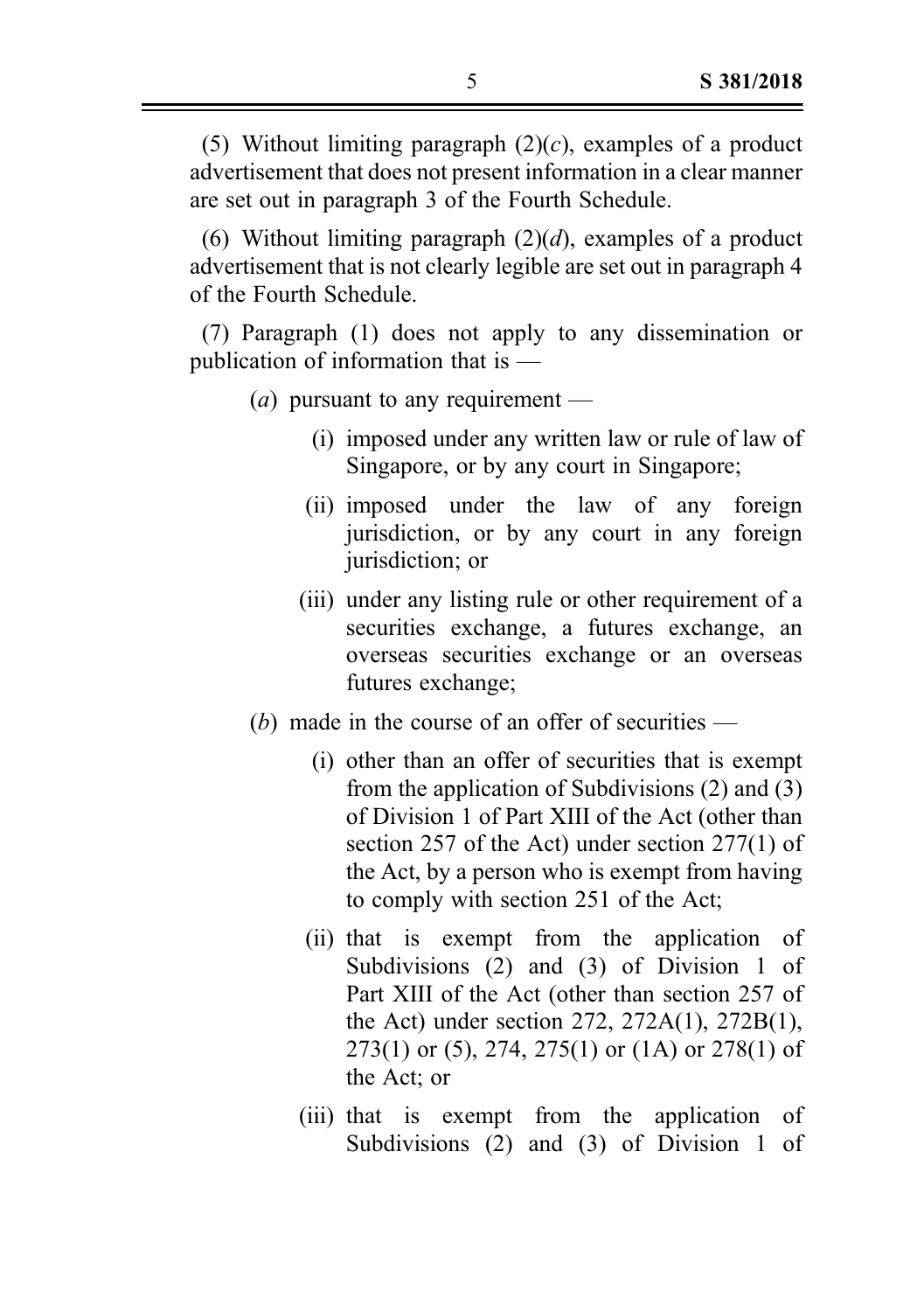(5) Without limiting paragraph (2)(*c*), examples of a product advertisement that does not present information in a clear manner are set out in paragraph 3 of the Fourth Schedule.

(6) Without limiting paragraph (2)(*d*), examples of a product advertisement that is not clearly legible are set out in paragraph 4 of the Fourth Schedule.

(7) Paragraph (1) does not apply to any dissemination or publication of information that is —

- (*a*) pursuant to any requirement —
  - (i) imposed under any written law or rule of law of Singapore, or by any court in Singapore;
  - (ii) imposed under the law of any foreign jurisdiction, or by any court in any foreign jurisdiction; or
  - (iii) under any listing rule or other requirement of a securities exchange, a futures exchange, an overseas securities exchange or an overseas futures exchange;
- (*b*) made in the course of an offer of securities —
  - (i) other than an offer of securities that is exempt from the application of Subdivisions (2) and (3) of Division 1 of Part XIII of the Act (other than section 257 of the Act) under section 277(1) of the Act, by a person who is exempt from having to comply with section 251 of the Act;
  - (ii) that is exempt from the application of Subdivisions (2) and (3) of Division 1 of Part XIII of the Act (other than section 257 of the Act) under section 272, 272A(1), 272B(1), 273(1) or (5), 274, 275(1) or (1A) or 278(1) of the Act; or
  - (iii) that is exempt from the application of Subdivisions (2) and (3) of Division 1 of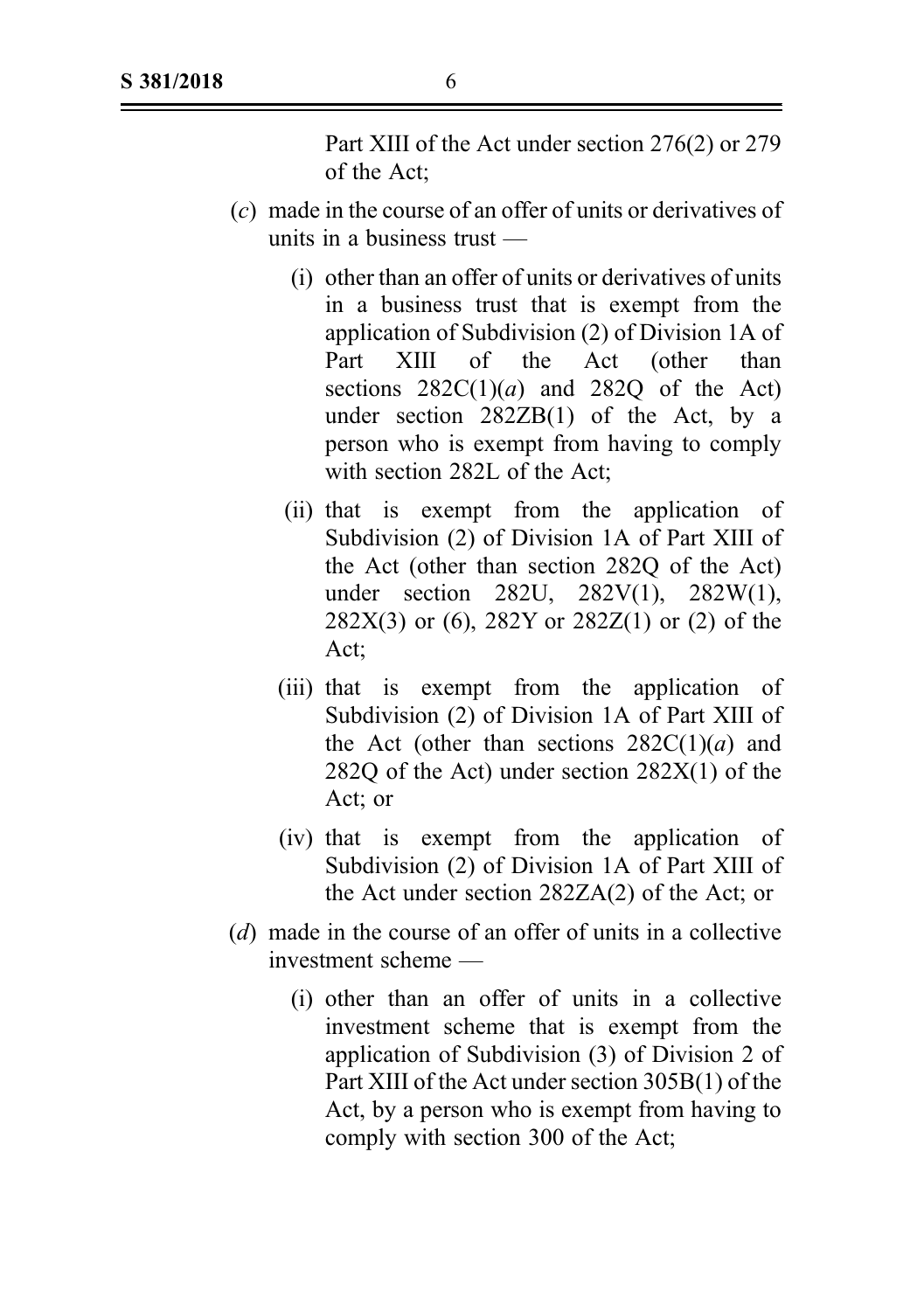Part XIII of the Act under section 276(2) or 279 of the Act;

(*c*) made in the course of an offer of units or derivatives of units in a business trust —

(i) other than an offer of units or derivatives of units in a business trust that is exempt from the application of Subdivision (2) of Division 1A of Part XIII of the Act (other than sections 282C(1)(*a*) and 282Q of the Act) under section 282ZB(1) of the Act, by a person who is exempt from having to comply with section 282L of the Act;

(ii) that is exempt from the application of Subdivision (2) of Division 1A of Part XIII of the Act (other than section 282Q of the Act) under section 282U, 282V(1), 282W(1), 282X(3) or (6), 282Y or 282Z(1) or (2) of the Act;

(iii) that is exempt from the application of Subdivision (2) of Division 1A of Part XIII of the Act (other than sections 282C(1)(*a*) and 282Q of the Act) under section 282X(1) of the Act; or

(iv) that is exempt from the application of Subdivision (2) of Division 1A of Part XIII of the Act under section 282ZA(2) of the Act; or

(*d*) made in the course of an offer of units in a collective investment scheme —

(i) other than an offer of units in a collective investment scheme that is exempt from the application of Subdivision (3) of Division 2 of Part XIII of the Act under section 305B(1) of the Act, by a person who is exempt from having to comply with section 300 of the Act;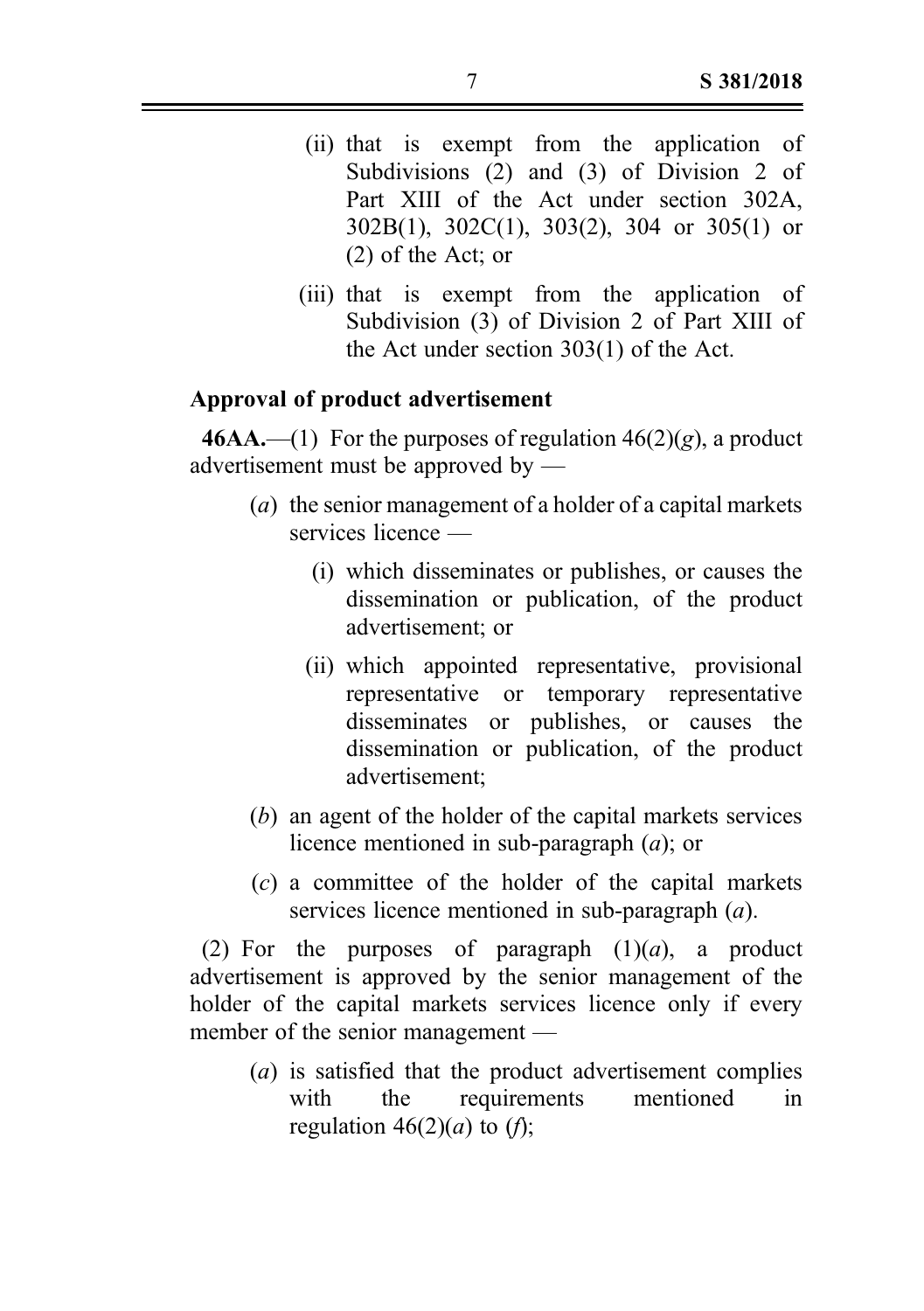(ii) that is exempt from the application of Subdivisions (2) and (3) of Division 2 of Part XIII of the Act under section 302A, 302B(1), 302C(1), 303(2), 304 or 305(1) or (2) of the Act; or

(iii) that is exempt from the application of Subdivision (3) of Division 2 of Part XIII of the Act under section 303(1) of the Act.

**Approval of product advertisement**

**46AA.**—(1) For the purposes of regulation 46(2)(*g*), a product advertisement must be approved by —

(*a*) the senior management of a holder of a capital markets services licence —

(i) which disseminates or publishes, or causes the dissemination or publication, of the product advertisement; or

(ii) which appointed representative, provisional representative or temporary representative disseminates or publishes, or causes the dissemination or publication, of the product advertisement;

(*b*) an agent of the holder of the capital markets services licence mentioned in sub-paragraph (*a*); or

(*c*) a committee of the holder of the capital markets services licence mentioned in sub-paragraph (*a*).

(2) For the purposes of paragraph (1)(*a*), a product advertisement is approved by the senior management of the holder of the capital markets services licence only if every member of the senior management —

(*a*) is satisfied that the product advertisement complies with the requirements mentioned in regulation 46(2)(*a*) to (*f*);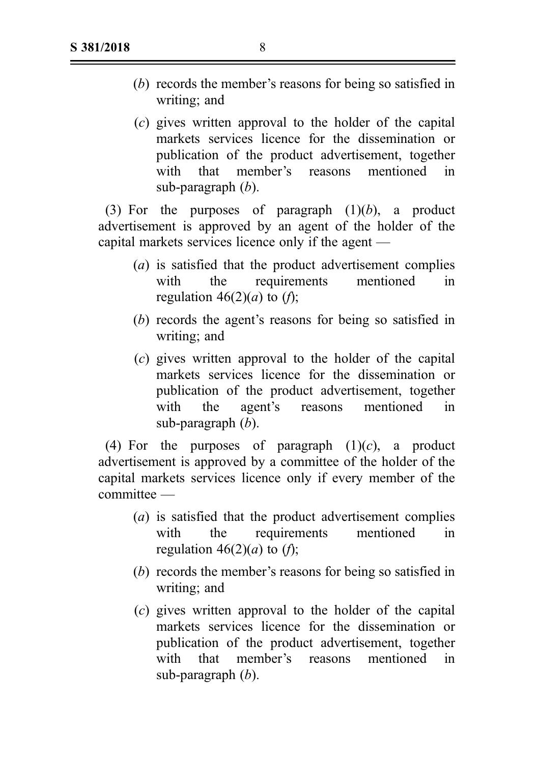(*b*) records the member's reasons for being so satisfied in writing; and

(*c*) gives written approval to the holder of the capital markets services licence for the dissemination or publication of the product advertisement, together with that member's reasons mentioned in sub-paragraph (*b*).

(3) For the purposes of paragraph (1)(*b*), a product advertisement is approved by an agent of the holder of the capital markets services licence only if the agent —

(*a*) is satisfied that the product advertisement complies with the requirements mentioned in regulation 46(2)(*a*) to (*f*);

(*b*) records the agent's reasons for being so satisfied in writing; and

(*c*) gives written approval to the holder of the capital markets services licence for the dissemination or publication of the product advertisement, together with the agent's reasons mentioned in sub-paragraph (*b*).

(4) For the purposes of paragraph (1)(*c*), a product advertisement is approved by a committee of the holder of the capital markets services licence only if every member of the committee —

(*a*) is satisfied that the product advertisement complies with the requirements mentioned in regulation 46(2)(*a*) to (*f*);

(*b*) records the member's reasons for being so satisfied in writing; and

(*c*) gives written approval to the holder of the capital markets services licence for the dissemination or publication of the product advertisement, together with that member's reasons mentioned in sub-paragraph (*b*).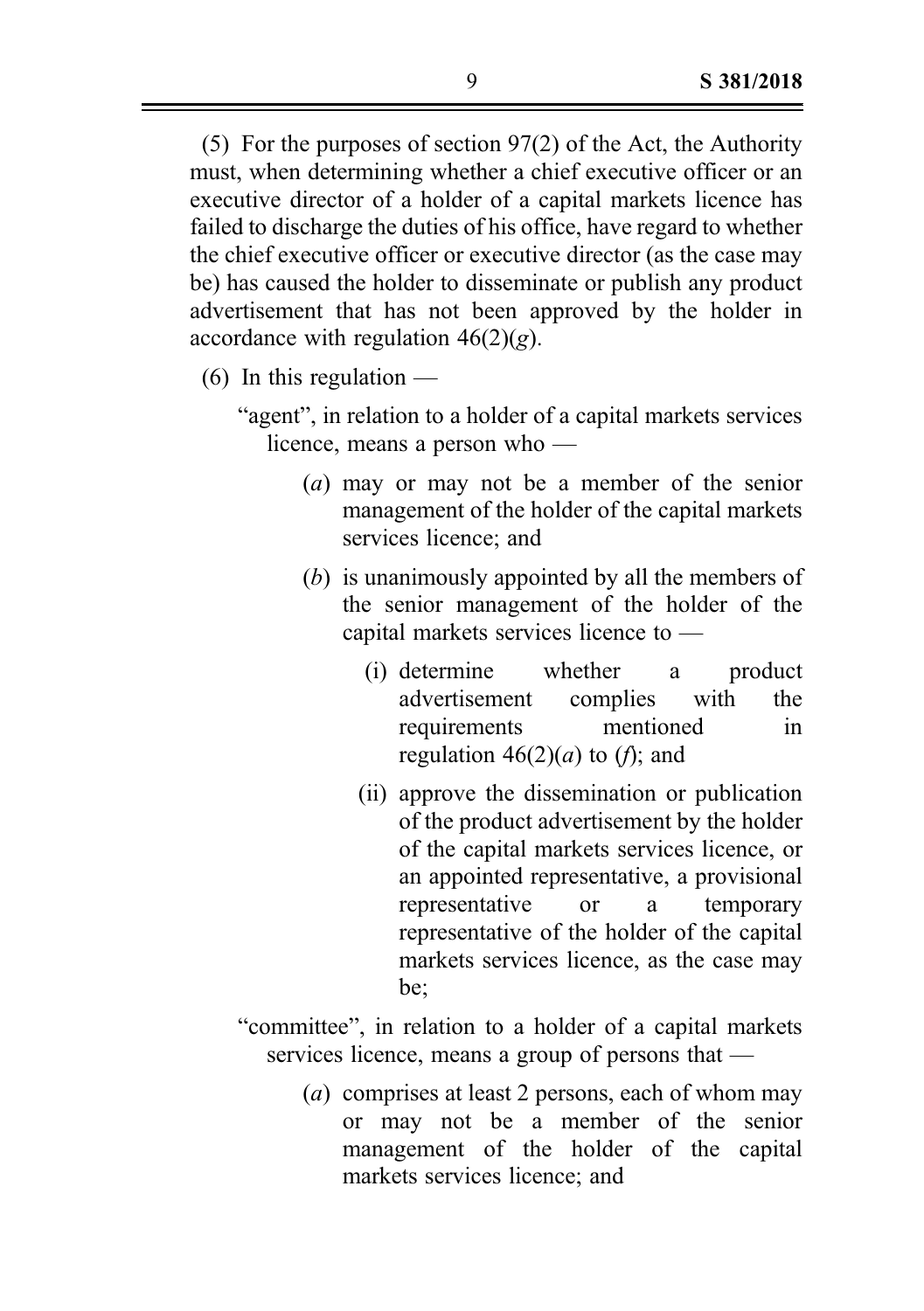(5) For the purposes of section 97(2) of the Act, the Authority must, when determining whether a chief executive officer or an executive director of a holder of a capital markets licence has failed to discharge the duties of his office, have regard to whether the chief executive officer or executive director (as the case may be) has caused the holder to disseminate or publish any product advertisement that has not been approved by the holder in accordance with regulation 46(2)(*g*).

(6) In this regulation —

"agent", in relation to a holder of a capital markets services licence, means a person who —

(*a*) may or may not be a member of the senior management of the holder of the capital markets services licence; and

(*b*) is unanimously appointed by all the members of the senior management of the holder of the capital markets services licence to —

(i) determine whether a product advertisement complies with the requirements mentioned in regulation 46(2)(*a*) to (*f*); and

(ii) approve the dissemination or publication of the product advertisement by the holder of the capital markets services licence, or an appointed representative, a provisional representative or a temporary representative of the holder of the capital markets services licence, as the case may be;

"committee", in relation to a holder of a capital markets services licence, means a group of persons that —

(*a*) comprises at least 2 persons, each of whom may or may not be a member of the senior management of the holder of the capital markets services licence; and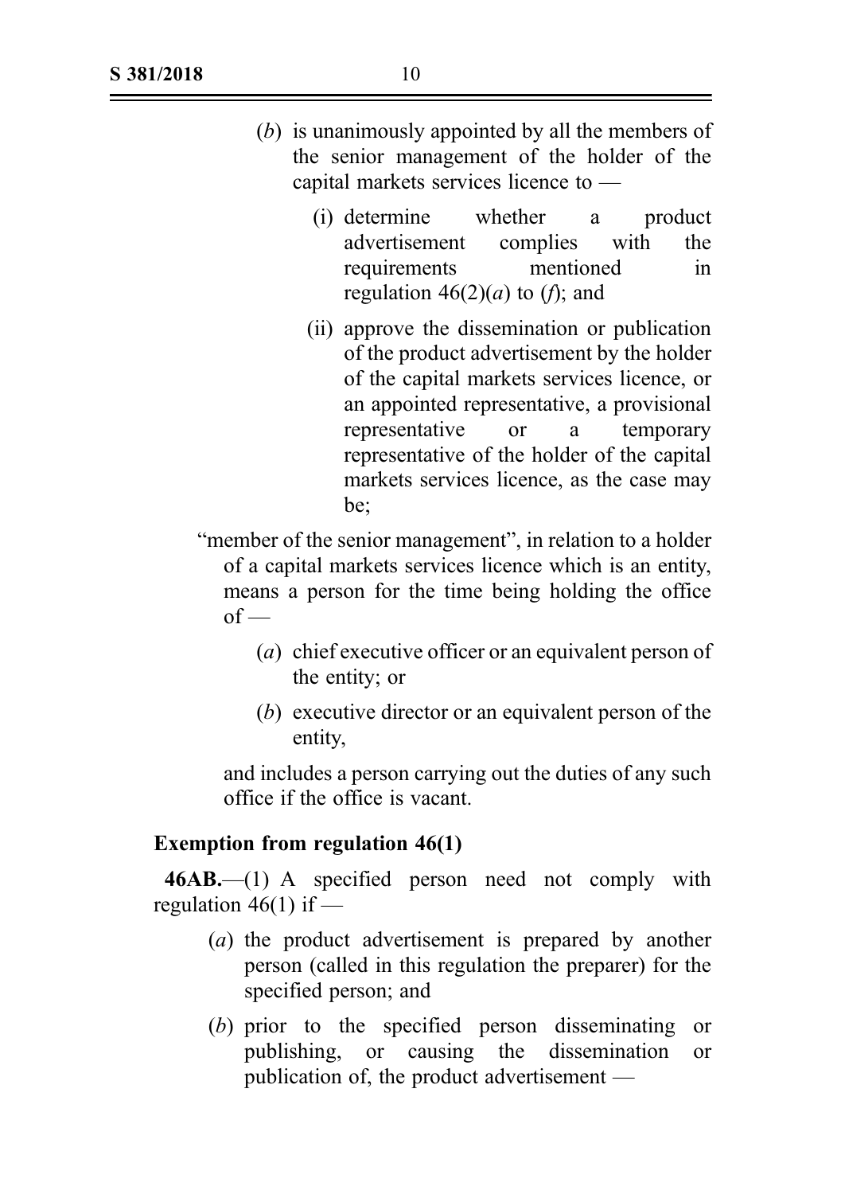(*b*) is unanimously appointed by all the members of the senior management of the holder of the capital markets services licence to —

(i) determine whether a product advertisement complies with the requirements mentioned in regulation 46(2)(*a*) to (*f*); and

(ii) approve the dissemination or publication of the product advertisement by the holder of the capital markets services licence, or an appointed representative, a provisional representative or a temporary representative of the holder of the capital markets services licence, as the case may be;

"member of the senior management", in relation to a holder of a capital markets services licence which is an entity, means a person for the time being holding the office of —

(*a*) chief executive officer or an equivalent person of the entity; or

(*b*) executive director or an equivalent person of the entity,

and includes a person carrying out the duties of any such office if the office is vacant.

**Exemption from regulation 46(1)**

**46AB.**—(1) A specified person need not comply with regulation 46(1) if —

(*a*) the product advertisement is prepared by another person (called in this regulation the preparer) for the specified person; and

(*b*) prior to the specified person disseminating or publishing, or causing the dissemination or publication of, the product advertisement —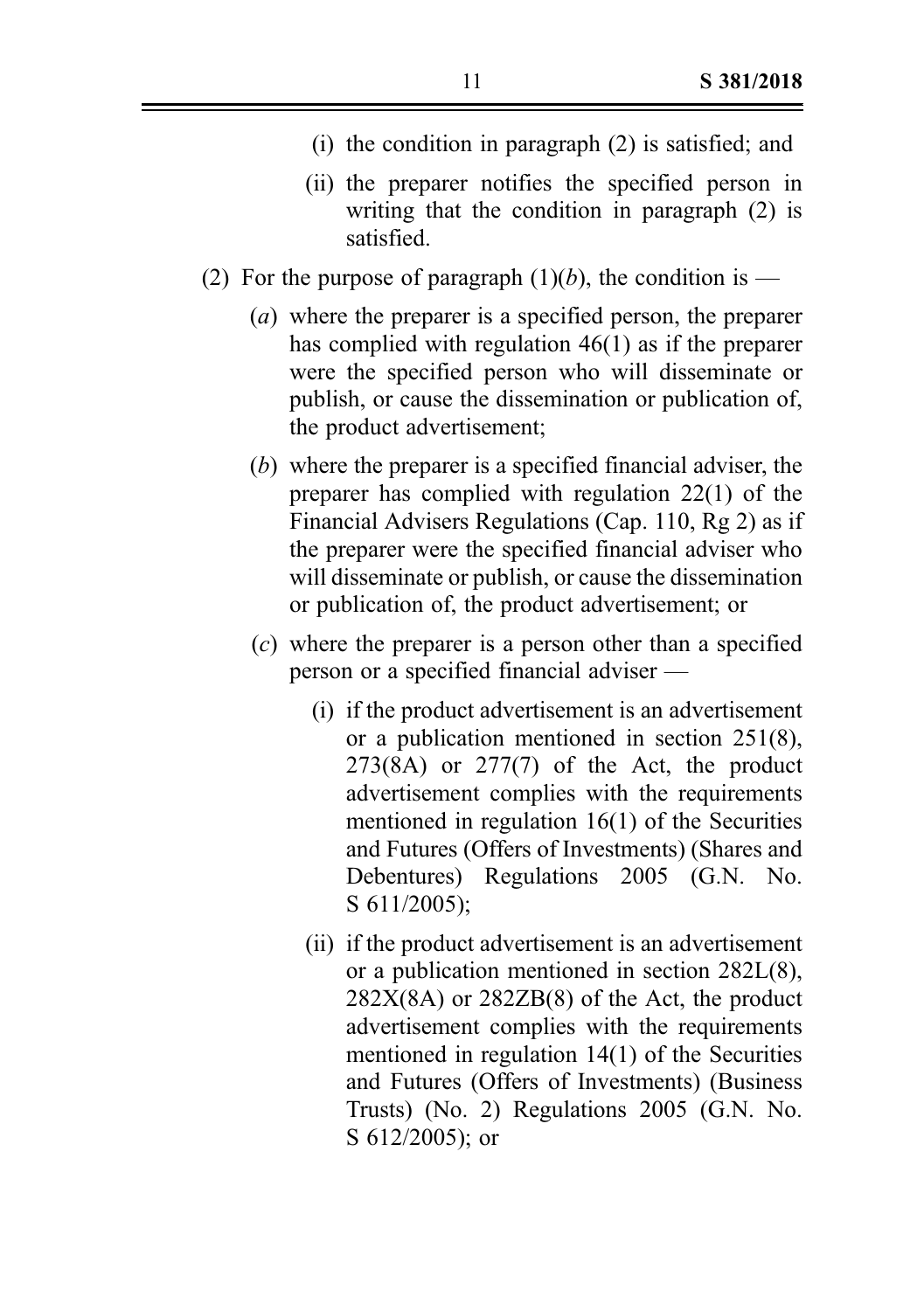(i) the condition in paragraph (2) is satisfied; and

(ii) the preparer notifies the specified person in writing that the condition in paragraph (2) is satisfied.

(2) For the purpose of paragraph (1)(*b*), the condition is —

(*a*) where the preparer is a specified person, the preparer has complied with regulation 46(1) as if the preparer were the specified person who will disseminate or publish, or cause the dissemination or publication of, the product advertisement;

(*b*) where the preparer is a specified financial adviser, the preparer has complied with regulation 22(1) of the Financial Advisers Regulations (Cap. 110, Rg 2) as if the preparer were the specified financial adviser who will disseminate or publish, or cause the dissemination or publication of, the product advertisement; or

(*c*) where the preparer is a person other than a specified person or a specified financial adviser —

(i) if the product advertisement is an advertisement or a publication mentioned in section 251(8), 273(8A) or 277(7) of the Act, the product advertisement complies with the requirements mentioned in regulation 16(1) of the Securities and Futures (Offers of Investments) (Shares and Debentures) Regulations 2005 (G.N. No. S 611/2005);

(ii) if the product advertisement is an advertisement or a publication mentioned in section 282L(8), 282X(8A) or 282ZB(8) of the Act, the product advertisement complies with the requirements mentioned in regulation 14(1) of the Securities and Futures (Offers of Investments) (Business Trusts) (No. 2) Regulations 2005 (G.N. No. S 612/2005); or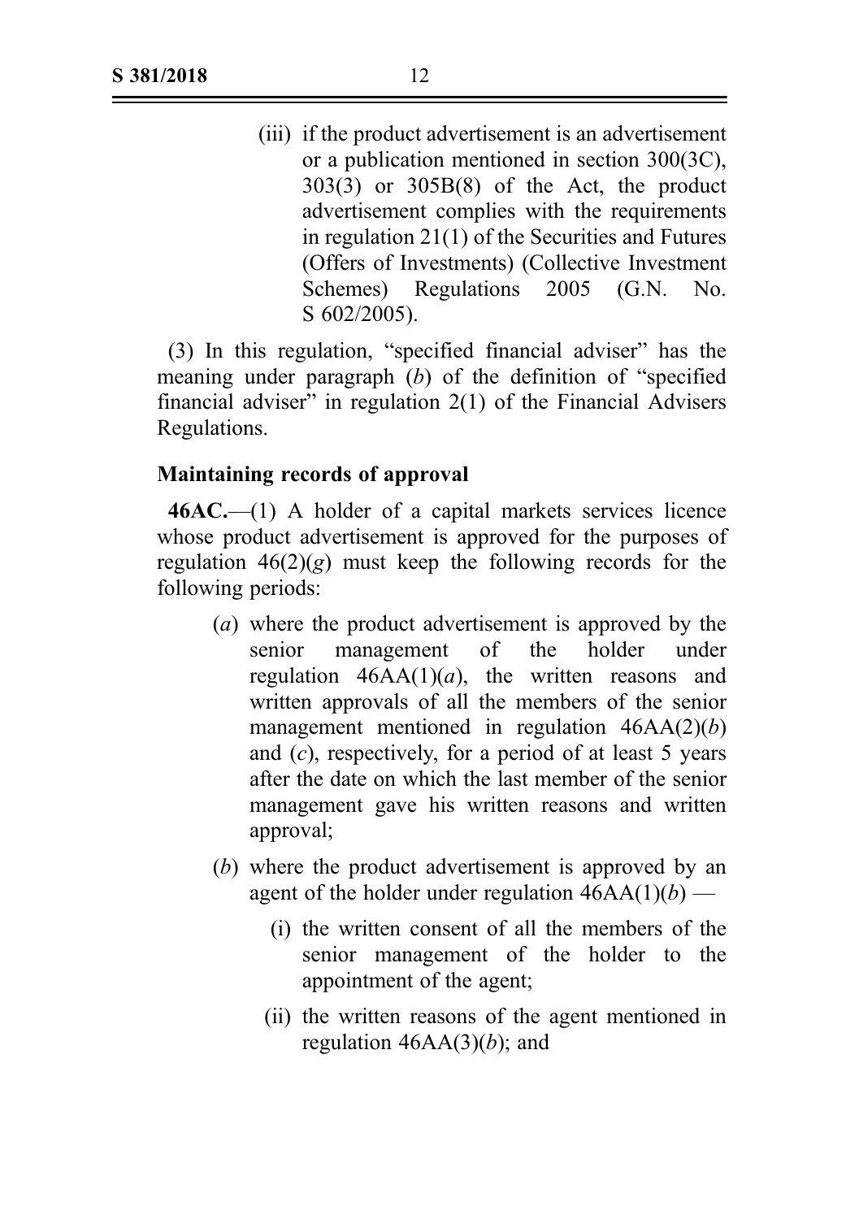(iii) if the product advertisement is an advertisement or a publication mentioned in section 300(3C), 303(3) or 305B(8) of the Act, the product advertisement complies with the requirements in regulation 21(1) of the Securities and Futures (Offers of Investments) (Collective Investment Schemes) Regulations 2005 (G.N. No. S 602/2005).

(3) In this regulation, "specified financial adviser" has the meaning under paragraph (*b*) of the definition of "specified financial adviser" in regulation 2(1) of the Financial Advisers Regulations.

**Maintaining records of approval**

**46AC.**—(1) A holder of a capital markets services licence whose product advertisement is approved for the purposes of regulation 46(2)(*g*) must keep the following records for the following periods:

(*a*) where the product advertisement is approved by the senior management of the holder under regulation 46AA(1)(*a*), the written reasons and written approvals of all the members of the senior management mentioned in regulation 46AA(2)(*b*) and (*c*), respectively, for a period of at least 5 years after the date on which the last member of the senior management gave his written reasons and written approval;

(*b*) where the product advertisement is approved by an agent of the holder under regulation 46AA(1)(*b*) —

(i) the written consent of all the members of the senior management of the holder to the appointment of the agent;

(ii) the written reasons of the agent mentioned in regulation 46AA(3)(*b*); and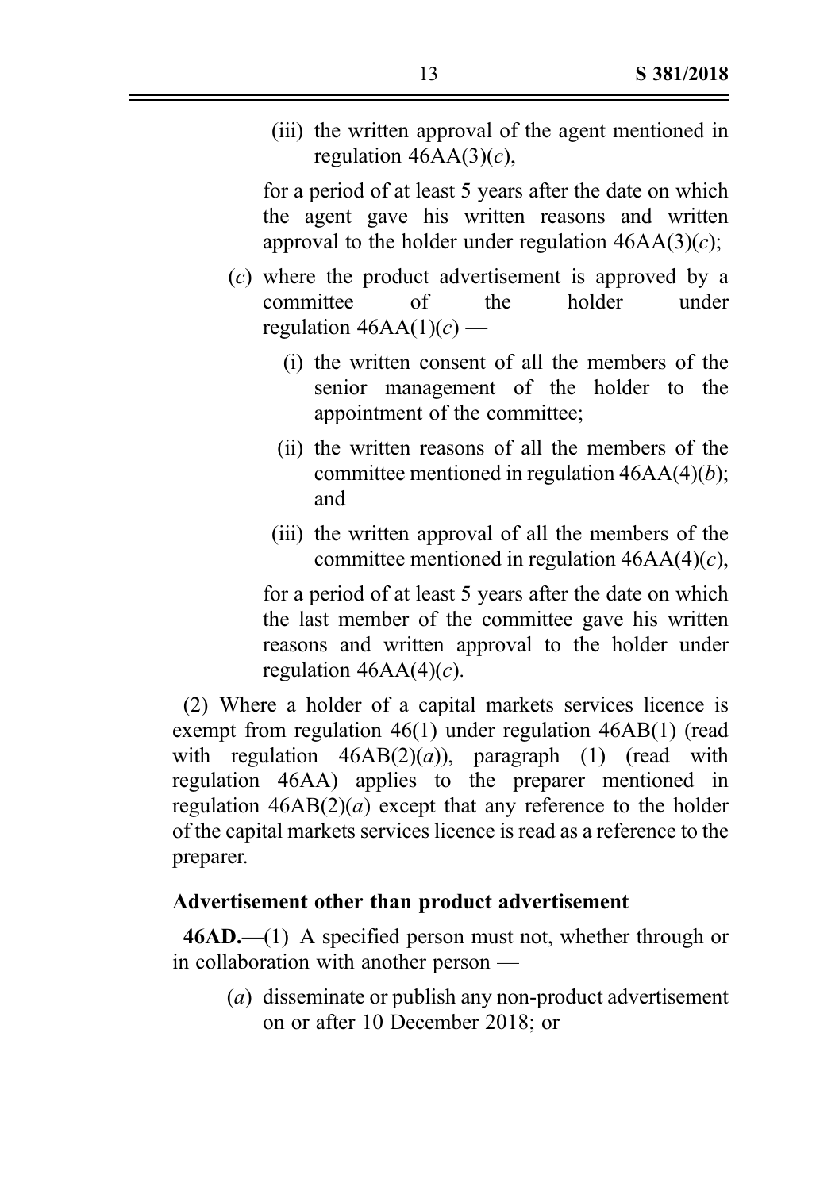(iii) the written approval of the agent mentioned in regulation 46AA(3)(*c*),

for a period of at least 5 years after the date on which the agent gave his written reasons and written approval to the holder under regulation 46AA(3)(*c*);

(*c*) where the product advertisement is approved by a committee of the holder under regulation 46AA(1)(*c*) —

(i) the written consent of all the members of the senior management of the holder to the appointment of the committee;

(ii) the written reasons of all the members of the committee mentioned in regulation 46AA(4)(*b*); and

(iii) the written approval of all the members of the committee mentioned in regulation 46AA(4)(*c*),

for a period of at least 5 years after the date on which the last member of the committee gave his written reasons and written approval to the holder under regulation 46AA(4)(*c*).

(2) Where a holder of a capital markets services licence is exempt from regulation 46(1) under regulation 46AB(1) (read with regulation 46AB(2)(*a*)), paragraph (1) (read with regulation 46AA) applies to the preparer mentioned in regulation 46AB(2)(*a*) except that any reference to the holder of the capital markets services licence is read as a reference to the preparer.

**Advertisement other than product advertisement**

**46AD.**—(1) A specified person must not, whether through or in collaboration with another person —

(*a*) disseminate or publish any non-product advertisement on or after 10 December 2018; or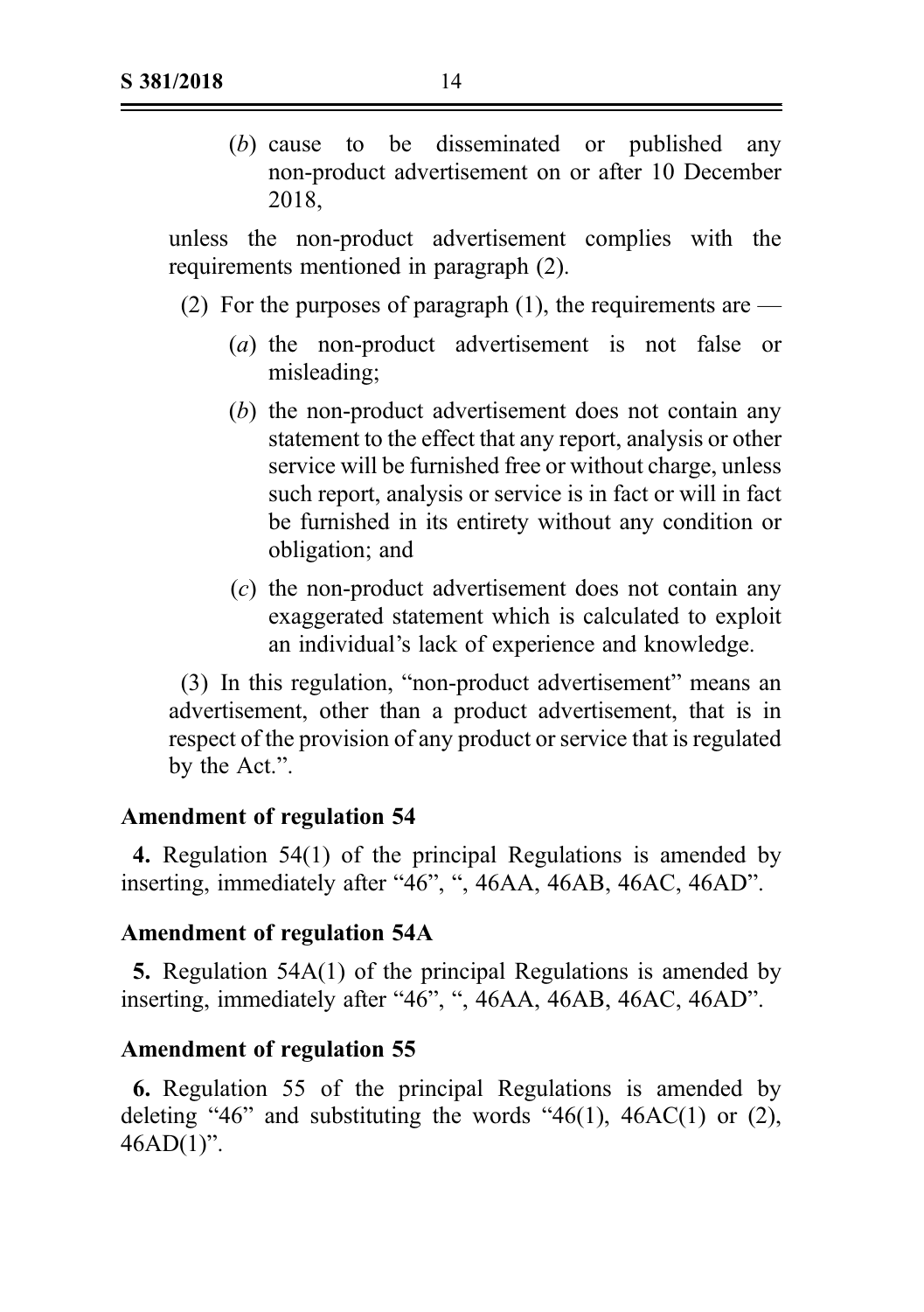(*b*) cause to be disseminated or published any non-product advertisement on or after 10 December 2018,

unless the non-product advertisement complies with the requirements mentioned in paragraph (2).

(2) For the purposes of paragraph (1), the requirements are —

(*a*) the non-product advertisement is not false or misleading;

(*b*) the non-product advertisement does not contain any statement to the effect that any report, analysis or other service will be furnished free or without charge, unless such report, analysis or service is in fact or will in fact be furnished in its entirety without any condition or obligation; and

(*c*) the non-product advertisement does not contain any exaggerated statement which is calculated to exploit an individual's lack of experience and knowledge.

(3) In this regulation, "non-product advertisement" means an advertisement, other than a product advertisement, that is in respect of the provision of any product or service that is regulated by the Act.".

**Amendment of regulation 54**

**4.** Regulation 54(1) of the principal Regulations is amended by inserting, immediately after "46", ", 46AA, 46AB, 46AC, 46AD".

**Amendment of regulation 54A**

**5.** Regulation 54A(1) of the principal Regulations is amended by inserting, immediately after "46", ", 46AA, 46AB, 46AC, 46AD".

**Amendment of regulation 55**

**6.** Regulation 55 of the principal Regulations is amended by deleting "46" and substituting the words "46(1), 46AC(1) or (2), 46AD(1)".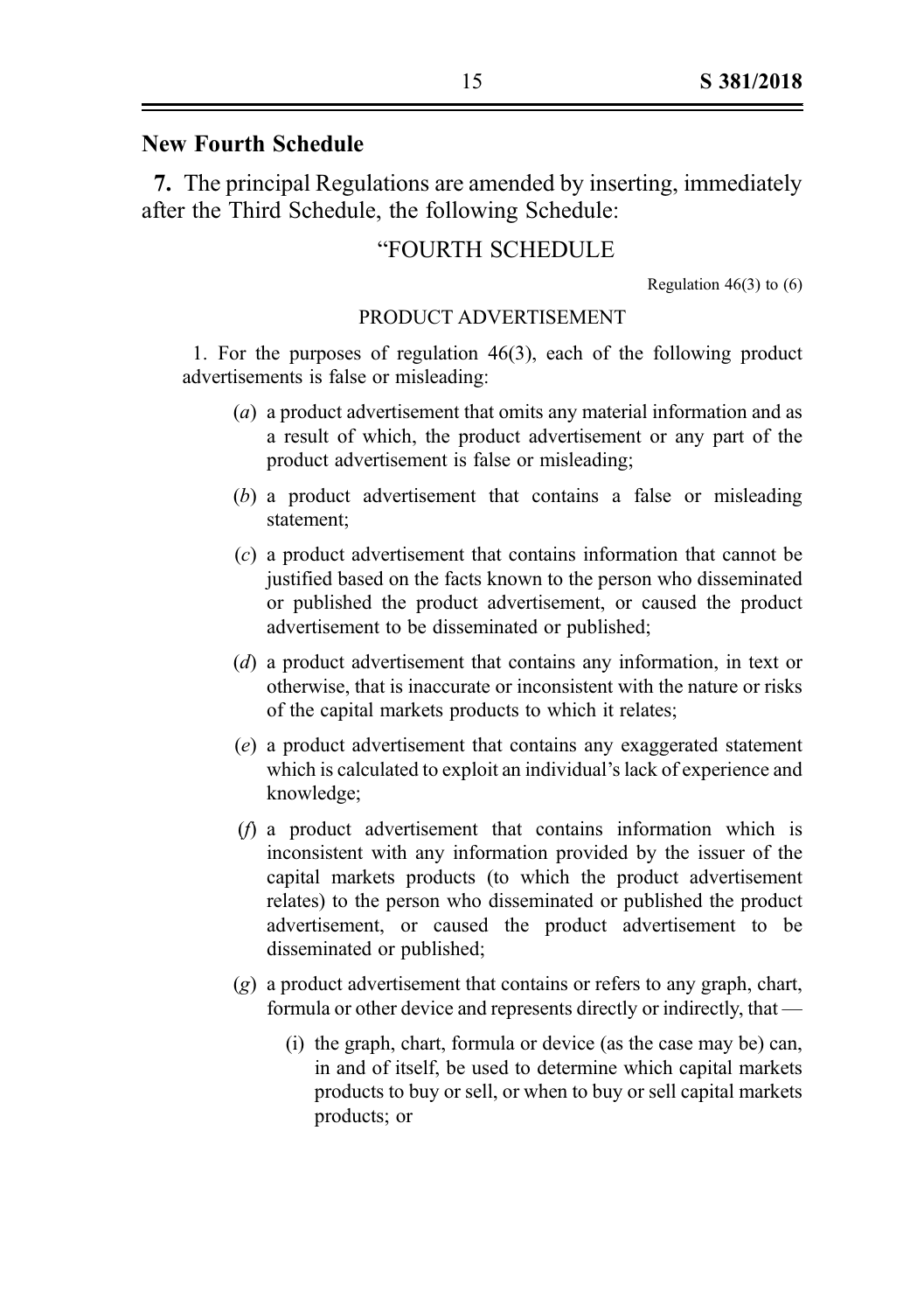## New Fourth Schedule

**7.** The principal Regulations are amended by inserting, immediately after the Third Schedule, the following Schedule:

"FOURTH SCHEDULE

Regulation 46(3) to (6)

PRODUCT ADVERTISEMENT

1. For the purposes of regulation 46(3), each of the following product advertisements is false or misleading:

(*a*) a product advertisement that omits any material information and as a result of which, the product advertisement or any part of the product advertisement is false or misleading;

(*b*) a product advertisement that contains a false or misleading statement;

(*c*) a product advertisement that contains information that cannot be justified based on the facts known to the person who disseminated or published the product advertisement, or caused the product advertisement to be disseminated or published;

(*d*) a product advertisement that contains any information, in text or otherwise, that is inaccurate or inconsistent with the nature or risks of the capital markets products to which it relates;

(*e*) a product advertisement that contains any exaggerated statement which is calculated to exploit an individual's lack of experience and knowledge;

(*f*) a product advertisement that contains information which is inconsistent with any information provided by the issuer of the capital markets products (to which the product advertisement relates) to the person who disseminated or published the product advertisement, or caused the product advertisement to be disseminated or published;

(*g*) a product advertisement that contains or refers to any graph, chart, formula or other device and represents directly or indirectly, that —

(i) the graph, chart, formula or device (as the case may be) can, in and of itself, be used to determine which capital markets products to buy or sell, or when to buy or sell capital markets products; or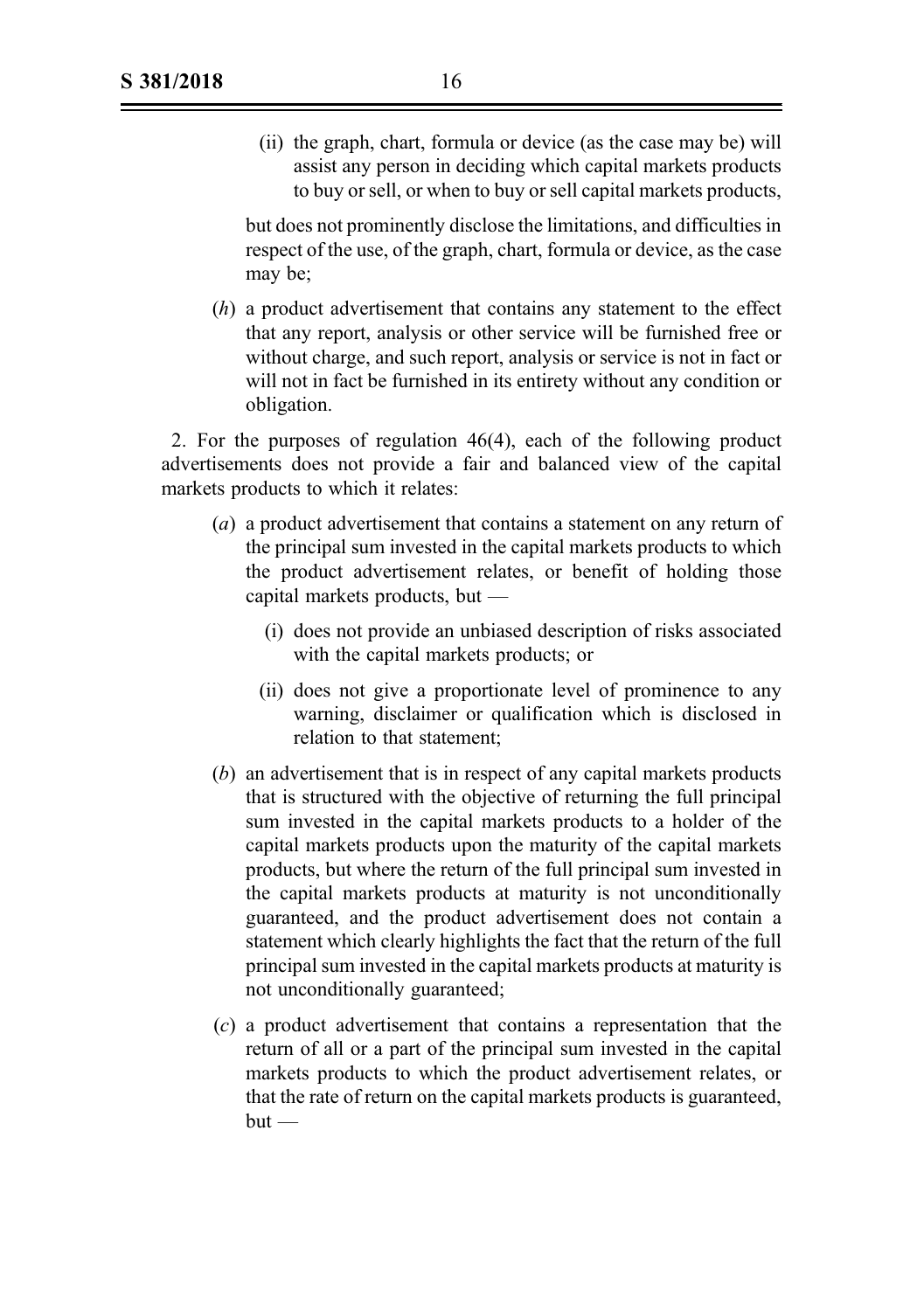(ii) the graph, chart, formula or device (as the case may be) will assist any person in deciding which capital markets products to buy or sell, or when to buy or sell capital markets products,

but does not prominently disclose the limitations, and difficulties in respect of the use, of the graph, chart, formula or device, as the case may be;

(*h*) a product advertisement that contains any statement to the effect that any report, analysis or other service will be furnished free or without charge, and such report, analysis or service is not in fact or will not in fact be furnished in its entirety without any condition or obligation.

2. For the purposes of regulation 46(4), each of the following product advertisements does not provide a fair and balanced view of the capital markets products to which it relates:

(*a*) a product advertisement that contains a statement on any return of the principal sum invested in the capital markets products to which the product advertisement relates, or benefit of holding those capital markets products, but —

(i) does not provide an unbiased description of risks associated with the capital markets products; or

(ii) does not give a proportionate level of prominence to any warning, disclaimer or qualification which is disclosed in relation to that statement;

(*b*) an advertisement that is in respect of any capital markets products that is structured with the objective of returning the full principal sum invested in the capital markets products to a holder of the capital markets products upon the maturity of the capital markets products, but where the return of the full principal sum invested in the capital markets products at maturity is not unconditionally guaranteed, and the product advertisement does not contain a statement which clearly highlights the fact that the return of the full principal sum invested in the capital markets products at maturity is not unconditionally guaranteed;

(*c*) a product advertisement that contains a representation that the return of all or a part of the principal sum invested in the capital markets products to which the product advertisement relates, or that the rate of return on the capital markets products is guaranteed, but —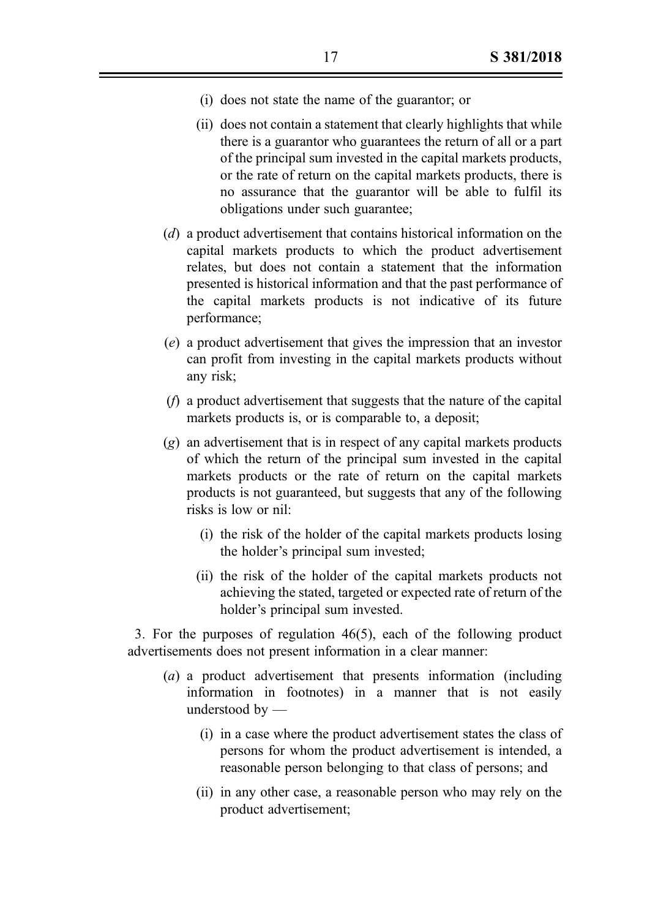(i) does not state the name of the guarantor; or

(ii) does not contain a statement that clearly highlights that while there is a guarantor who guarantees the return of all or a part of the principal sum invested in the capital markets products, or the rate of return on the capital markets products, there is no assurance that the guarantor will be able to fulfil its obligations under such guarantee;

(*d*) a product advertisement that contains historical information on the capital markets products to which the product advertisement relates, but does not contain a statement that the information presented is historical information and that the past performance of the capital markets products is not indicative of its future performance;

(*e*) a product advertisement that gives the impression that an investor can profit from investing in the capital markets products without any risk;

(*f*) a product advertisement that suggests that the nature of the capital markets products is, or is comparable to, a deposit;

(*g*) an advertisement that is in respect of any capital markets products of which the return of the principal sum invested in the capital markets products or the rate of return on the capital markets products is not guaranteed, but suggests that any of the following risks is low or nil:

(i) the risk of the holder of the capital markets products losing the holder's principal sum invested;

(ii) the risk of the holder of the capital markets products not achieving the stated, targeted or expected rate of return of the holder's principal sum invested.

3. For the purposes of regulation 46(5), each of the following product advertisements does not present information in a clear manner:

(*a*) a product advertisement that presents information (including information in footnotes) in a manner that is not easily understood by —

(i) in a case where the product advertisement states the class of persons for whom the product advertisement is intended, a reasonable person belonging to that class of persons; and

(ii) in any other case, a reasonable person who may rely on the product advertisement;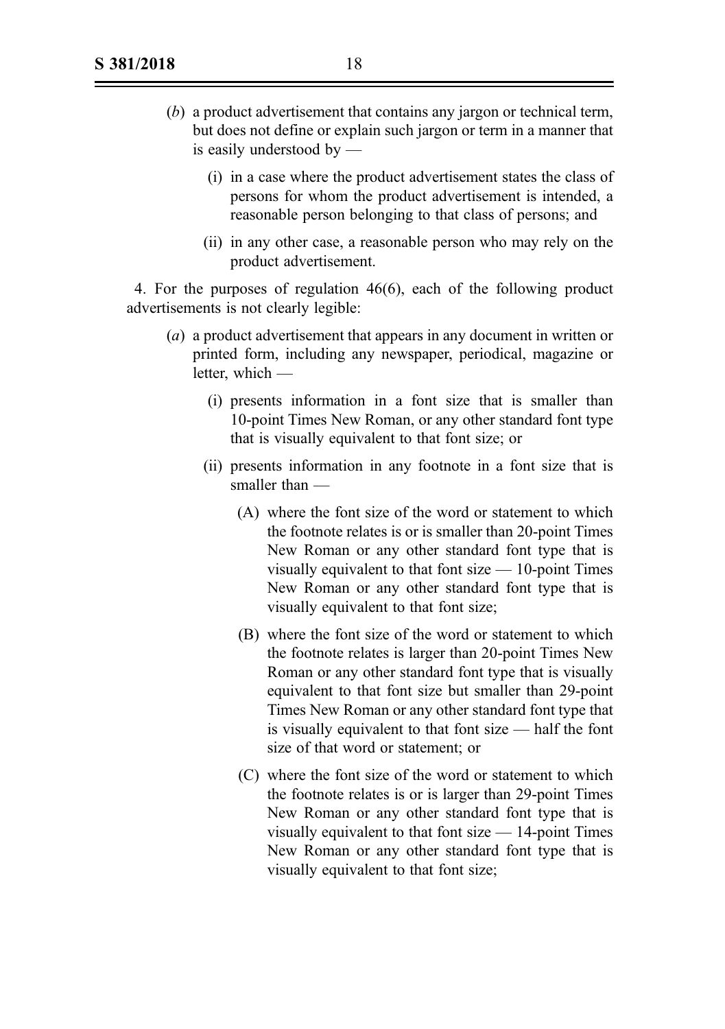(*b*) a product advertisement that contains any jargon or technical term, but does not define or explain such jargon or term in a manner that is easily understood by —

(i) in a case where the product advertisement states the class of persons for whom the product advertisement is intended, a reasonable person belonging to that class of persons; and

(ii) in any other case, a reasonable person who may rely on the product advertisement.

4. For the purposes of regulation 46(6), each of the following product advertisements is not clearly legible:

(*a*) a product advertisement that appears in any document in written or printed form, including any newspaper, periodical, magazine or letter, which —

(i) presents information in a font size that is smaller than 10-point Times New Roman, or any other standard font type that is visually equivalent to that font size; or

(ii) presents information in any footnote in a font size that is smaller than —

(A) where the font size of the word or statement to which the footnote relates is or is smaller than 20-point Times New Roman or any other standard font type that is visually equivalent to that font size — 10-point Times New Roman or any other standard font type that is visually equivalent to that font size;

(B) where the font size of the word or statement to which the footnote relates is larger than 20-point Times New Roman or any other standard font type that is visually equivalent to that font size but smaller than 29-point Times New Roman or any other standard font type that is visually equivalent to that font size — half the font size of that word or statement; or

(C) where the font size of the word or statement to which the footnote relates is or is larger than 29-point Times New Roman or any other standard font type that is visually equivalent to that font size — 14-point Times New Roman or any other standard font type that is visually equivalent to that font size;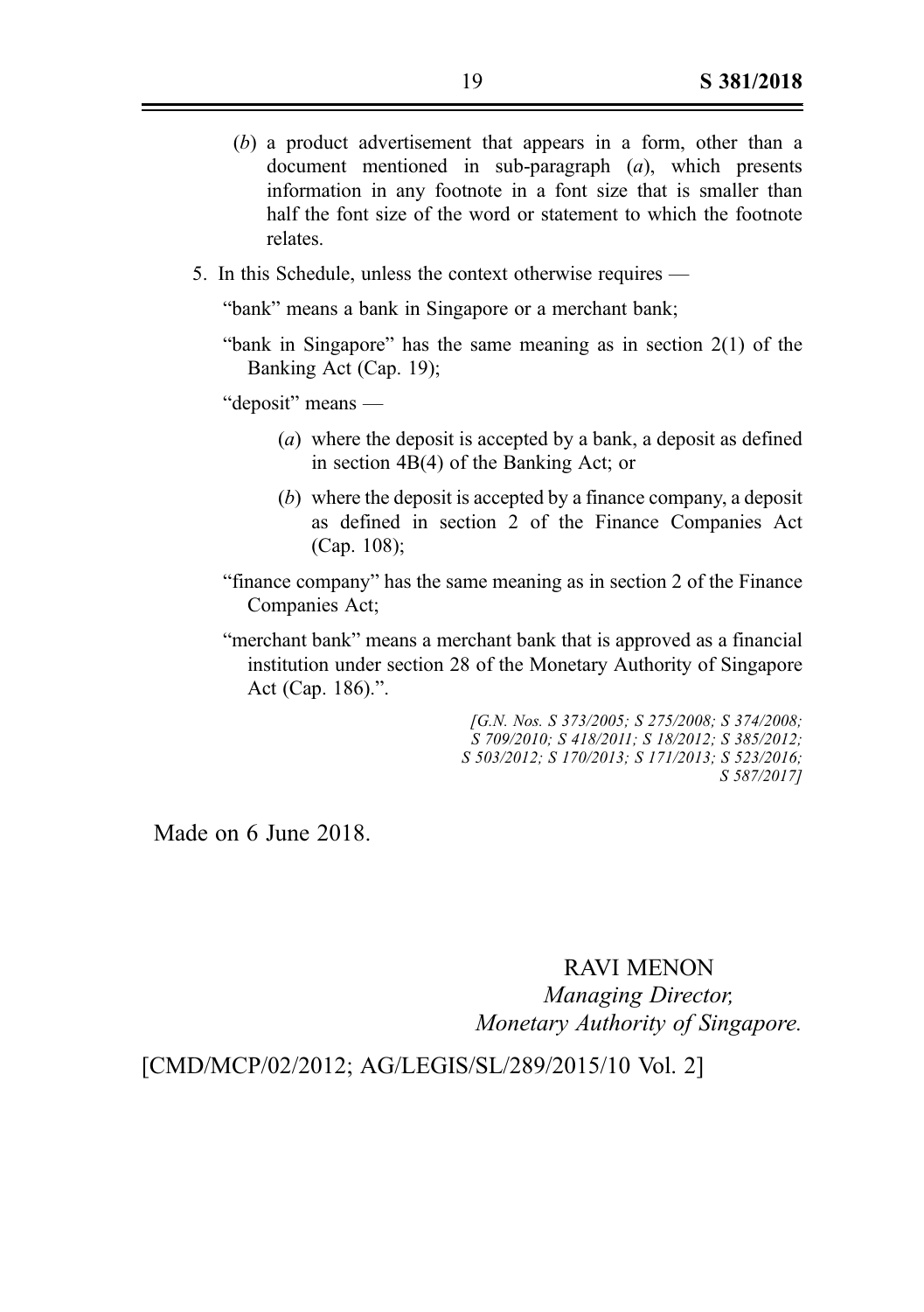(*b*) a product advertisement that appears in a form, other than a document mentioned in sub-paragraph (*a*), which presents information in any footnote in a font size that is smaller than half the font size of the word or statement to which the footnote relates.

5. In this Schedule, unless the context otherwise requires —

"bank" means a bank in Singapore or a merchant bank;

"bank in Singapore" has the same meaning as in section 2(1) of the Banking Act (Cap. 19);

"deposit" means —

(*a*) where the deposit is accepted by a bank, a deposit as defined in section 4B(4) of the Banking Act; or

(*b*) where the deposit is accepted by a finance company, a deposit as defined in section 2 of the Finance Companies Act (Cap. 108);

"finance company" has the same meaning as in section 2 of the Finance Companies Act;

"merchant bank" means a merchant bank that is approved as a financial institution under section 28 of the Monetary Authority of Singapore Act (Cap. 186).".

*[G.N. Nos. S 373/2005; S 275/2008; S 374/2008; S 709/2010; S 418/2011; S 18/2012; S 385/2012; S 503/2012; S 170/2013; S 171/2013; S 523/2016; S 587/2017]*

Made on 6 June 2018.

RAVI MENON
*Managing Director,*
*Monetary Authority of Singapore.*

[CMD/MCP/02/2012; AG/LEGIS/SL/289/2015/10 Vol. 2]